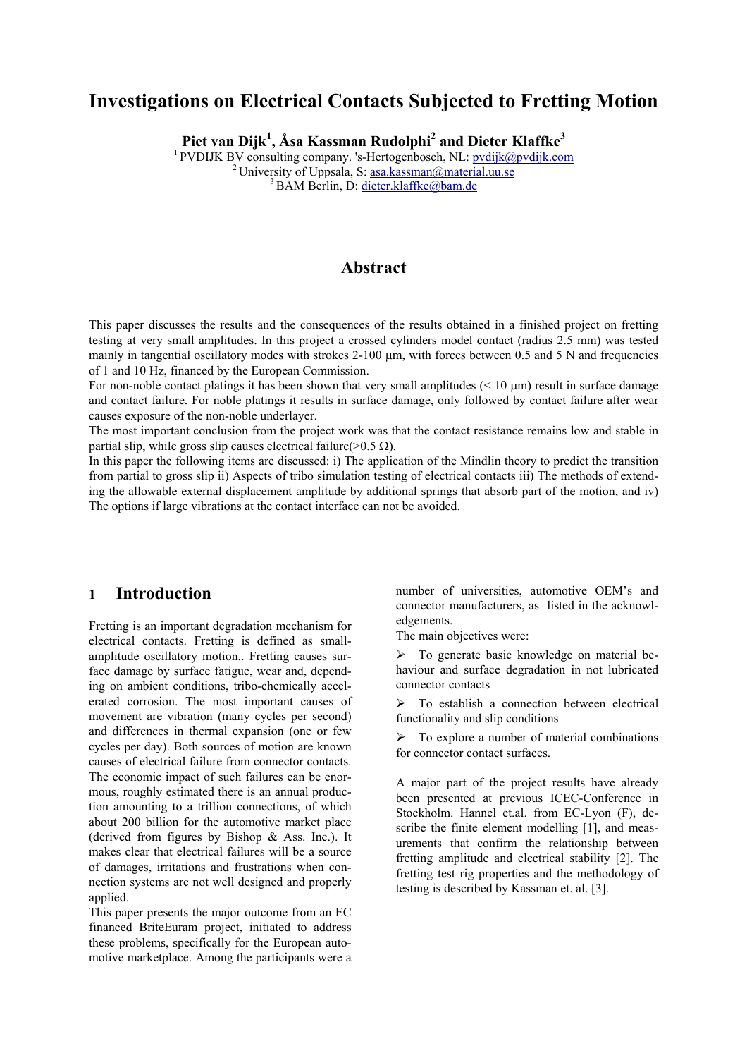# Investigations on Electrical Contacts Subjected to Fretting Motion

**Piet van Dijk[1], Åsa Kassman Rudolphi[2] and Dieter Klaffke[3]**

[1] PVDIJK BV consulting company. 's-Hertogenbosch, NL: pvdijk@pvdijk.com
[2] University of Uppsala, S: asa.kassman@material.uu.se
[3] BAM Berlin, D: dieter.klaffke@bam.de

## Abstract

This paper discusses the results and the consequences of the results obtained in a finished project on fretting testing at very small amplitudes. In this project a crossed cylinders model contact (radius 2.5 mm) was tested mainly in tangential oscillatory modes with strokes 2-100 µm, with forces between 0.5 and 5 N and frequencies of 1 and 10 Hz, financed by the European Commission.

For non-noble contact platings it has been shown that very small amplitudes (< 10 µm) result in surface damage and contact failure. For noble platings it results in surface damage, only followed by contact failure after wear causes exposure of the non-noble underlayer.

The most important conclusion from the project work was that the contact resistance remains low and stable in partial slip, while gross slip causes electrical failure(>0.5 Ω).

In this paper the following items are discussed: i) The application of the Mindlin theory to predict the transition from partial to gross slip ii) Aspects of tribo simulation testing of electrical contacts iii) The methods of extending the allowable external displacement amplitude by additional springs that absorb part of the motion, and iv) The options if large vibrations at the contact interface can not be avoided.

## 1 Introduction

Fretting is an important degradation mechanism for electrical contacts. Fretting is defined as small-amplitude oscillatory motion.. Fretting causes surface damage by surface fatigue, wear and, depending on ambient conditions, tribo-chemically accelerated corrosion. The most important causes of movement are vibration (many cycles per second) and differences in thermal expansion (one or few cycles per day). Both sources of motion are known causes of electrical failure from connector contacts. The economic impact of such failures can be enormous, roughly estimated there is an annual production amounting to a trillion connections, of which about 200 billion for the automotive market place (derived from figures by Bishop & Ass. Inc.). It makes clear that electrical failures will be a source of damages, irritations and frustrations when connection systems are not well designed and properly applied.

This paper presents the major outcome from an EC financed BriteEuram project, initiated to address these problems, specifically for the European automotive marketplace. Among the participants were a number of universities, automotive OEM's and connector manufacturers, as listed in the acknowledgements.

The main objectives were:

- To generate basic knowledge on material behaviour and surface degradation in not lubricated connector contacts
- To establish a connection between electrical functionality and slip conditions
- To explore a number of material combinations for connector contact surfaces.

A major part of the project results have already been presented at previous ICEC-Conference in Stockholm. Hannel et.al. from EC-Lyon (F), describe the finite element modelling [1], and measurements that confirm the relationship between fretting amplitude and electrical stability [2]. The fretting test rig properties and the methodology of testing is described by Kassman et. al. [3].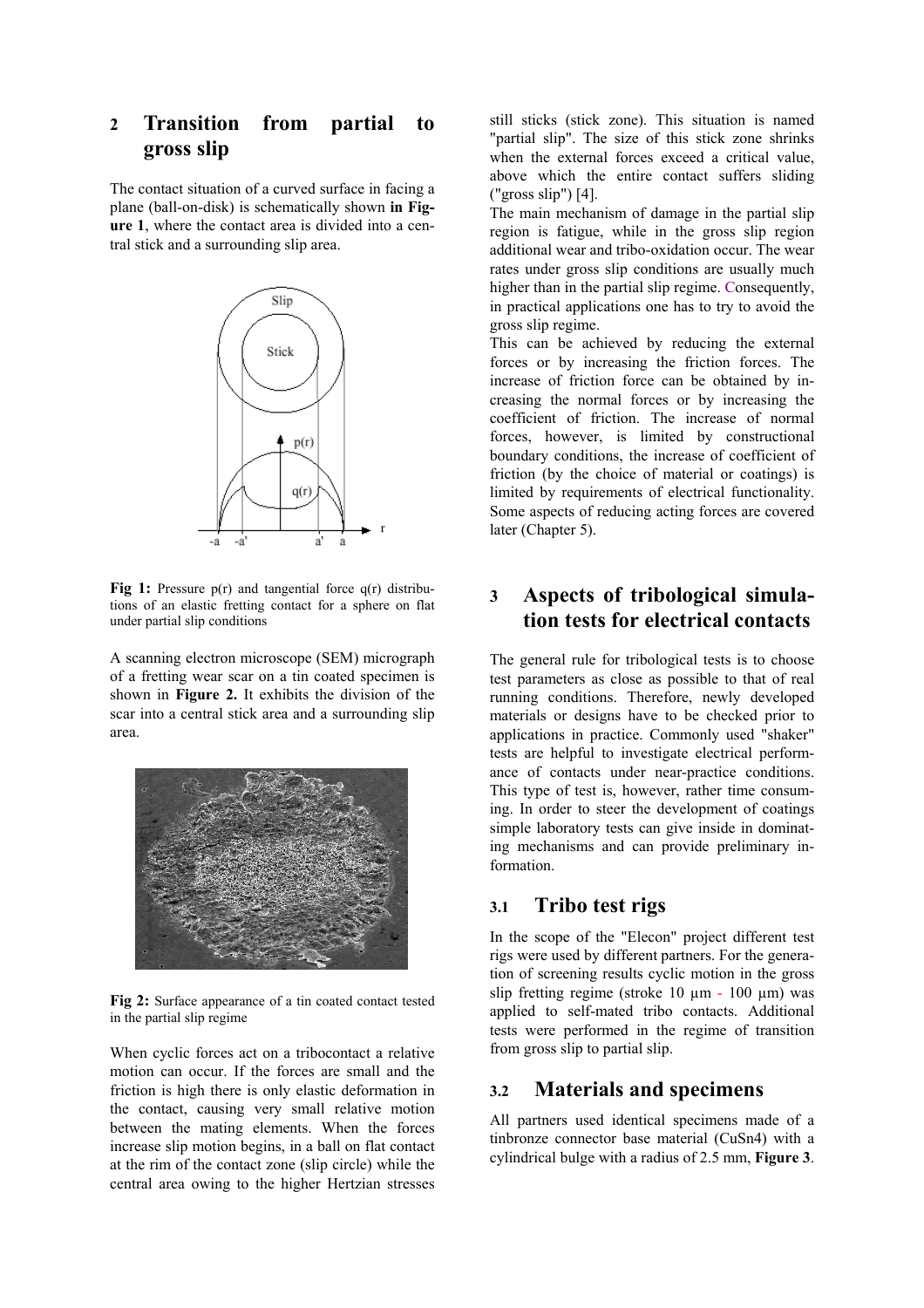## 2 Transition from partial to gross slip

The contact situation of a curved surface in facing a plane (ball-on-disk) is schematically shown **in Figure 1**, where the contact area is divided into a central stick and a surrounding slip area.

**Fig 1:** Pressure p(r) and tangential force q(r) distributions of an elastic fretting contact for a sphere on flat under partial slip conditions

A scanning electron microscope (SEM) micrograph of a fretting wear scar on a tin coated specimen is shown in **Figure 2.** It exhibits the division of the scar into a central stick area and a surrounding slip area.

**Fig 2:** Surface appearance of a tin coated contact tested in the partial slip regime

When cyclic forces act on a tribocontact a relative motion can occur. If the forces are small and the friction is high there is only elastic deformation in the contact, causing very small relative motion between the mating elements. When the forces increase slip motion begins, in a ball on flat contact at the rim of the contact zone (slip circle) while the central area owing to the higher Hertzian stresses still sticks (stick zone). This situation is named "partial slip". The size of this stick zone shrinks when the external forces exceed a critical value, above which the entire contact suffers sliding ("gross slip") [4].

The main mechanism of damage in the partial slip region is fatigue, while in the gross slip region additional wear and tribo-oxidation occur. The wear rates under gross slip conditions are usually much higher than in the partial slip regime. Consequently, in practical applications one has to try to avoid the gross slip regime.

This can be achieved by reducing the external forces or by increasing the friction forces. The increase of friction force can be obtained by increasing the normal forces or by increasing the coefficient of friction. The increase of normal forces, however, is limited by constructional boundary conditions, the increase of coefficient of friction (by the choice of material or coatings) is limited by requirements of electrical functionality. Some aspects of reducing acting forces are covered later (Chapter 5).

## 3 Aspects of tribological simulation tests for electrical contacts

The general rule for tribological tests is to choose test parameters as close as possible to that of real running conditions. Therefore, newly developed materials or designs have to be checked prior to applications in practice. Commonly used "shaker" tests are helpful to investigate electrical performance of contacts under near-practice conditions. This type of test is, however, rather time consuming. In order to steer the development of coatings simple laboratory tests can give inside in dominating mechanisms and can provide preliminary information.

### 3.1 Tribo test rigs

In the scope of the "Elecon" project different test rigs were used by different partners. For the generation of screening results cyclic motion in the gross slip fretting regime (stroke 10 µm - 100 µm) was applied to self-mated tribo contacts. Additional tests were performed in the regime of transition from gross slip to partial slip.

### 3.2 Materials and specimens

All partners used identical specimens made of a tinbronze connector base material (CuSn4) with a cylindrical bulge with a radius of 2.5 mm, **Figure 3**.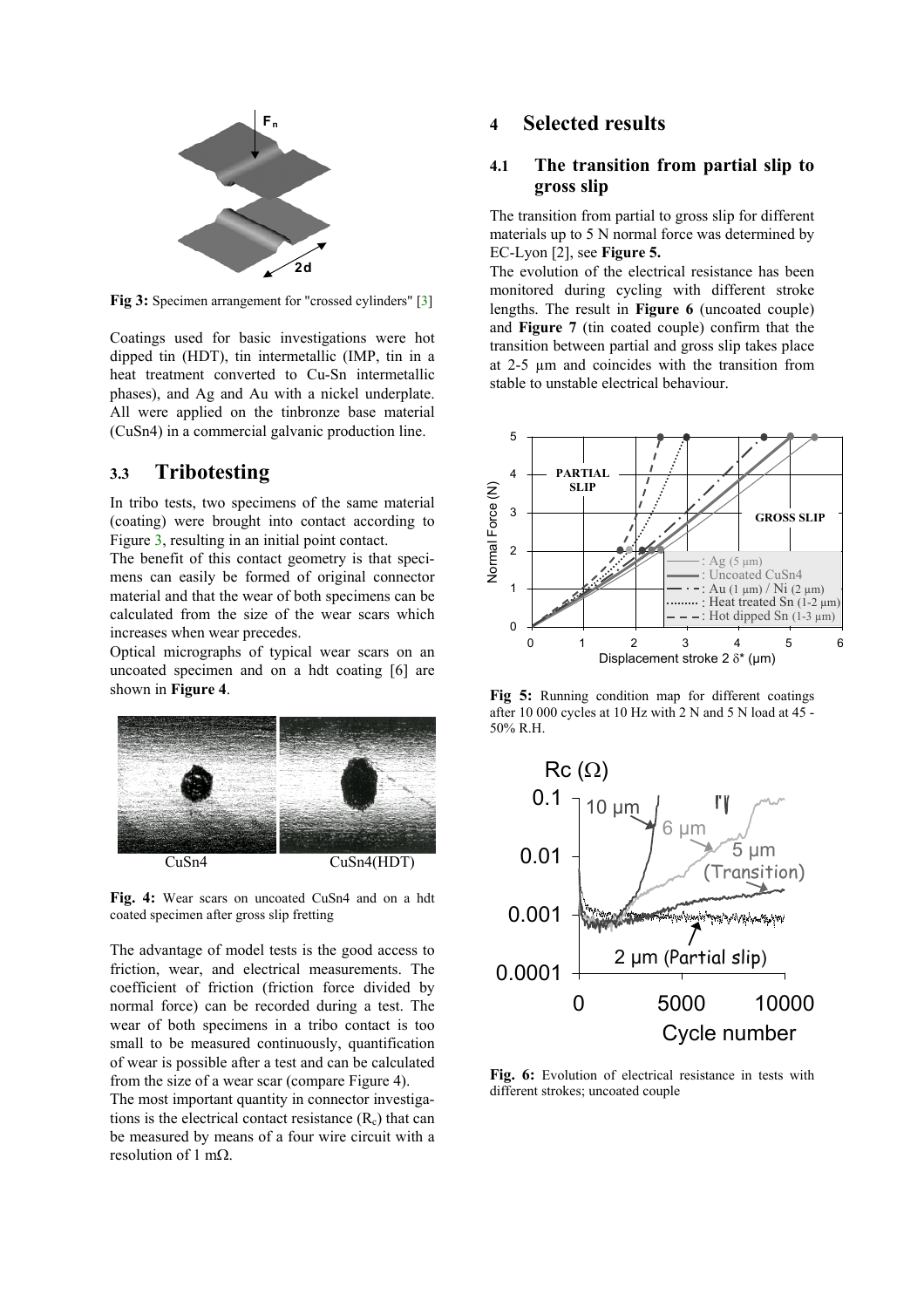Fig 3: Specimen arrangement for "crossed cylinders" [3]

Coatings used for basic investigations were hot dipped tin (HDT), tin intermetallic (IMP, tin in a heat treatment converted to Cu-Sn intermetallic phases), and Ag and Au with a nickel underplate. All were applied on the tinbronze base material (CuSn4) in a commercial galvanic production line.

### 3.3 Tribotesting

In tribo tests, two specimens of the same material (coating) were brought into contact according to Figure 3, resulting in an initial point contact.

The benefit of this contact geometry is that specimens can easily be formed of original connector material and that the wear of both specimens can be calculated from the size of the wear scars which increases when wear precedes.

Optical micrographs of typical wear scars on an uncoated specimen and on a hdt coating [6] are shown in **Figure 4**.

CuSn4 CuSn4(HDT)

**Fig. 4:** Wear scars on uncoated CuSn4 and on a hdt coated specimen after gross slip fretting

The advantage of model tests is the good access to friction, wear, and electrical measurements. The coefficient of friction (friction force divided by normal force) can be recorded during a test. The wear of both specimens in a tribo contact is too small to be measured continuously, quantification of wear is possible after a test and can be calculated from the size of a wear scar (compare Figure 4).

The most important quantity in connector investigations is the electrical contact resistance ($R_c$) that can be measured by means of a four wire circuit with a resolution of 1 mΩ.

## 4 Selected results

### 4.1 The transition from partial slip to gross slip

The transition from partial to gross slip for different materials up to 5 N normal force was determined by EC-Lyon [2], see **Figure 5.**

The evolution of the electrical resistance has been monitored during cycling with different stroke lengths. The result in **Figure 6** (uncoated couple) and **Figure 7** (tin coated couple) confirm that the transition between partial and gross slip takes place at 2-5 µm and coincides with the transition from stable to unstable electrical behaviour.

**Fig 5:** Running condition map for different coatings after 10 000 cycles at 10 Hz with 2 N and 5 N load at 45 - 50% R.H.

**Fig. 6:** Evolution of electrical resistance in tests with different strokes; uncoated couple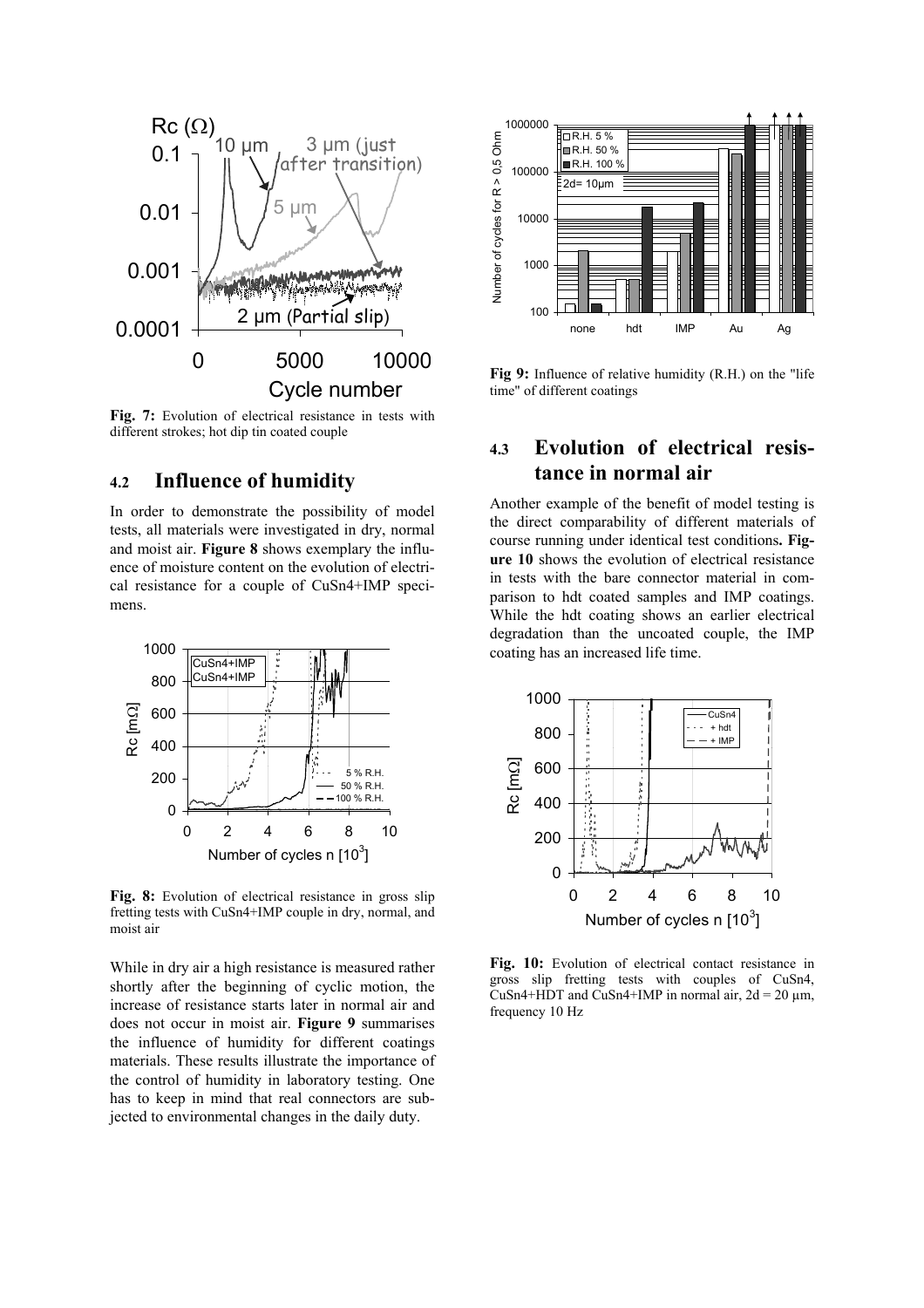**Fig. 7:** Evolution of electrical resistance in tests with different strokes; hot dip tin coated couple

## 4.2 Influence of humidity

In order to demonstrate the possibility of model tests, all materials were investigated in dry, normal and moist air. **Figure 8** shows exemplary the influence of moisture content on the evolution of electrical resistance for a couple of CuSn4+IMP specimens.

**Fig. 8:** Evolution of electrical resistance in gross slip fretting tests with CuSn4+IMP couple in dry, normal, and moist air

While in dry air a high resistance is measured rather shortly after the beginning of cyclic motion, the increase of resistance starts later in normal air and does not occur in moist air. **Figure 9** summarises the influence of humidity for different coatings materials. These results illustrate the importance of the control of humidity in laboratory testing. One has to keep in mind that real connectors are subjected to environmental changes in the daily duty.

**Fig 9:** Influence of relative humidity (R.H.) on the "life time" of different coatings

## 4.3 Evolution of electrical resistance in normal air

Another example of the benefit of model testing is the direct comparability of different materials of course running under identical test conditions**. Figure 10** shows the evolution of electrical resistance in tests with the bare connector material in comparison to hdt coated samples and IMP coatings. While the hdt coating shows an earlier electrical degradation than the uncoated couple, the IMP coating has an increased life time.

**Fig. 10:** Evolution of electrical contact resistance in gross slip fretting tests with couples of CuSn4, CuSn4+HDT and CuSn4+IMP in normal air, 2d = 20 µm, frequency 10 Hz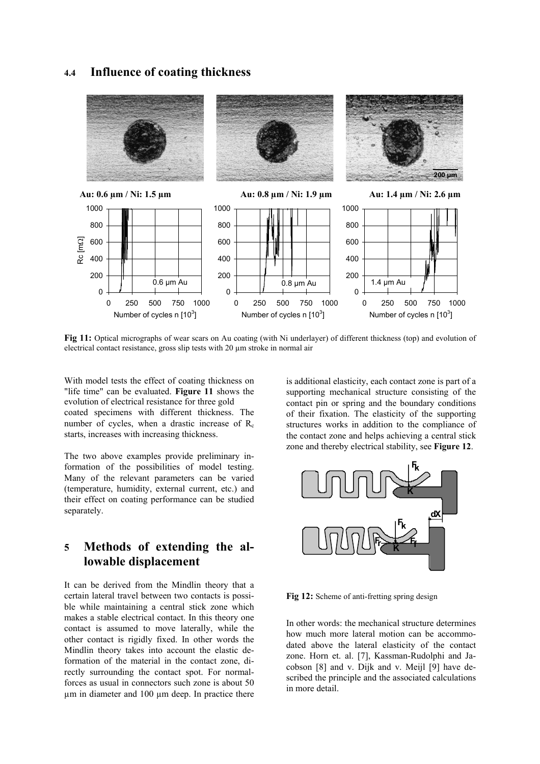## 4.4 Influence of coating thickness

**Fig 11:** Optical micrographs of wear scars on Au coating (with Ni underlayer) of different thickness (top) and evolution of electrical contact resistance, gross slip tests with 20 µm stroke in normal air

With model tests the effect of coating thickness on "life time" can be evaluated. **Figure 11** shows the evolution of electrical resistance for three gold coated specimens with different thickness. The number of cycles, when a drastic increase of $R_c$ starts, increases with increasing thickness.

The two above examples provide preliminary information of the possibilities of model testing. Many of the relevant parameters can be varied (temperature, humidity, external current, etc.) and their effect on coating performance can be studied separately.

# 5 Methods of extending the allowable displacement

It can be derived from the Mindlin theory that a certain lateral travel between two contacts is possible while maintaining a central stick zone which makes a stable electrical contact. In this theory one contact is assumed to move laterally, while the other contact is rigidly fixed. In other words the Mindlin theory takes into account the elastic deformation of the material in the contact zone, directly surrounding the contact spot. For normal-forces as usual in connectors such zone is about 50 µm in diameter and 100 µm deep. In practice there is additional elasticity, each contact zone is part of a supporting mechanical structure consisting of the contact pin or spring and the boundary conditions of their fixation. The elasticity of the supporting structures works in addition to the compliance of the contact zone and helps achieving a central stick zone and thereby electrical stability, see **Figure 12**.

**Fig 12:** Scheme of anti-fretting spring design

In other words: the mechanical structure determines how much more lateral motion can be accommodated above the lateral elasticity of the contact zone. Horn et. al. [7], Kassman-Rudolphi and Jacobson [8] and v. Dijk and v. Meijl [9] have described the principle and the associated calculations in more detail.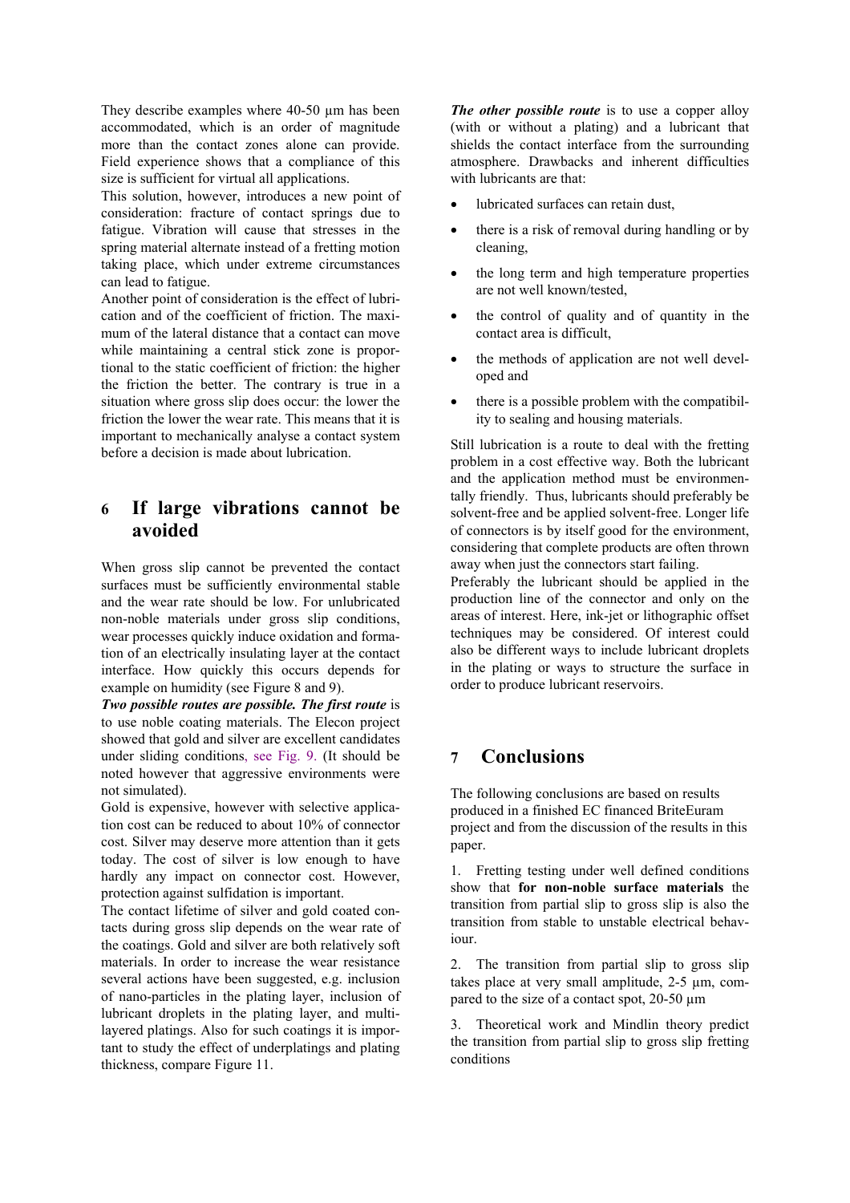They describe examples where 40-50 µm has been accommodated, which is an order of magnitude more than the contact zones alone can provide. Field experience shows that a compliance of this size is sufficient for virtual all applications.

This solution, however, introduces a new point of consideration: fracture of contact springs due to fatigue. Vibration will cause that stresses in the spring material alternate instead of a fretting motion taking place, which under extreme circumstances can lead to fatigue.

Another point of consideration is the effect of lubrication and of the coefficient of friction. The maximum of the lateral distance that a contact can move while maintaining a central stick zone is proportional to the static coefficient of friction: the higher the friction the better. The contrary is true in a situation where gross slip does occur: the lower the friction the lower the wear rate. This means that it is important to mechanically analyse a contact system before a decision is made about lubrication.

## 6 If large vibrations cannot be avoided

When gross slip cannot be prevented the contact surfaces must be sufficiently environmental stable and the wear rate should be low. For unlubricated non-noble materials under gross slip conditions, wear processes quickly induce oxidation and formation of an electrically insulating layer at the contact interface. How quickly this occurs depends for example on humidity (see Figure 8 and 9).

***Two possible routes are possible. The first route*** is to use noble coating materials. The Elecon project showed that gold and silver are excellent candidates under sliding conditions, see Fig. 9. (It should be noted however that aggressive environments were not simulated).

Gold is expensive, however with selective application cost can be reduced to about 10% of connector cost. Silver may deserve more attention than it gets today. The cost of silver is low enough to have hardly any impact on connector cost. However, protection against sulfidation is important.

The contact lifetime of silver and gold coated contacts during gross slip depends on the wear rate of the coatings. Gold and silver are both relatively soft materials. In order to increase the wear resistance several actions have been suggested, e.g. inclusion of nano-particles in the plating layer, inclusion of lubricant droplets in the plating layer, and multi-layered platings. Also for such coatings it is important to study the effect of underplatings and plating thickness, compare Figure 11.

***The other possible route*** is to use a copper alloy (with or without a plating) and a lubricant that shields the contact interface from the surrounding atmosphere. Drawbacks and inherent difficulties with lubricants are that:

- lubricated surfaces can retain dust,
- there is a risk of removal during handling or by cleaning,
- the long term and high temperature properties are not well known/tested,
- the control of quality and of quantity in the contact area is difficult,
- the methods of application are not well developed and
- there is a possible problem with the compatibility to sealing and housing materials.

Still lubrication is a route to deal with the fretting problem in a cost effective way. Both the lubricant and the application method must be environmentally friendly. Thus, lubricants should preferably be solvent-free and be applied solvent-free. Longer life of connectors is by itself good for the environment, considering that complete products are often thrown away when just the connectors start failing.

Preferably the lubricant should be applied in the production line of the connector and only on the areas of interest. Here, ink-jet or lithographic offset techniques may be considered. Of interest could also be different ways to include lubricant droplets in the plating or ways to structure the surface in order to produce lubricant reservoirs.

## 7 Conclusions

The following conclusions are based on results produced in a finished EC financed BriteEuram project and from the discussion of the results in this paper.

1. Fretting testing under well defined conditions show that **for non-noble surface materials** the transition from partial slip to gross slip is also the transition from stable to unstable electrical behaviour.

2. The transition from partial slip to gross slip takes place at very small amplitude, 2-5 µm, compared to the size of a contact spot, 20-50 µm

3. Theoretical work and Mindlin theory predict the transition from partial slip to gross slip fretting conditions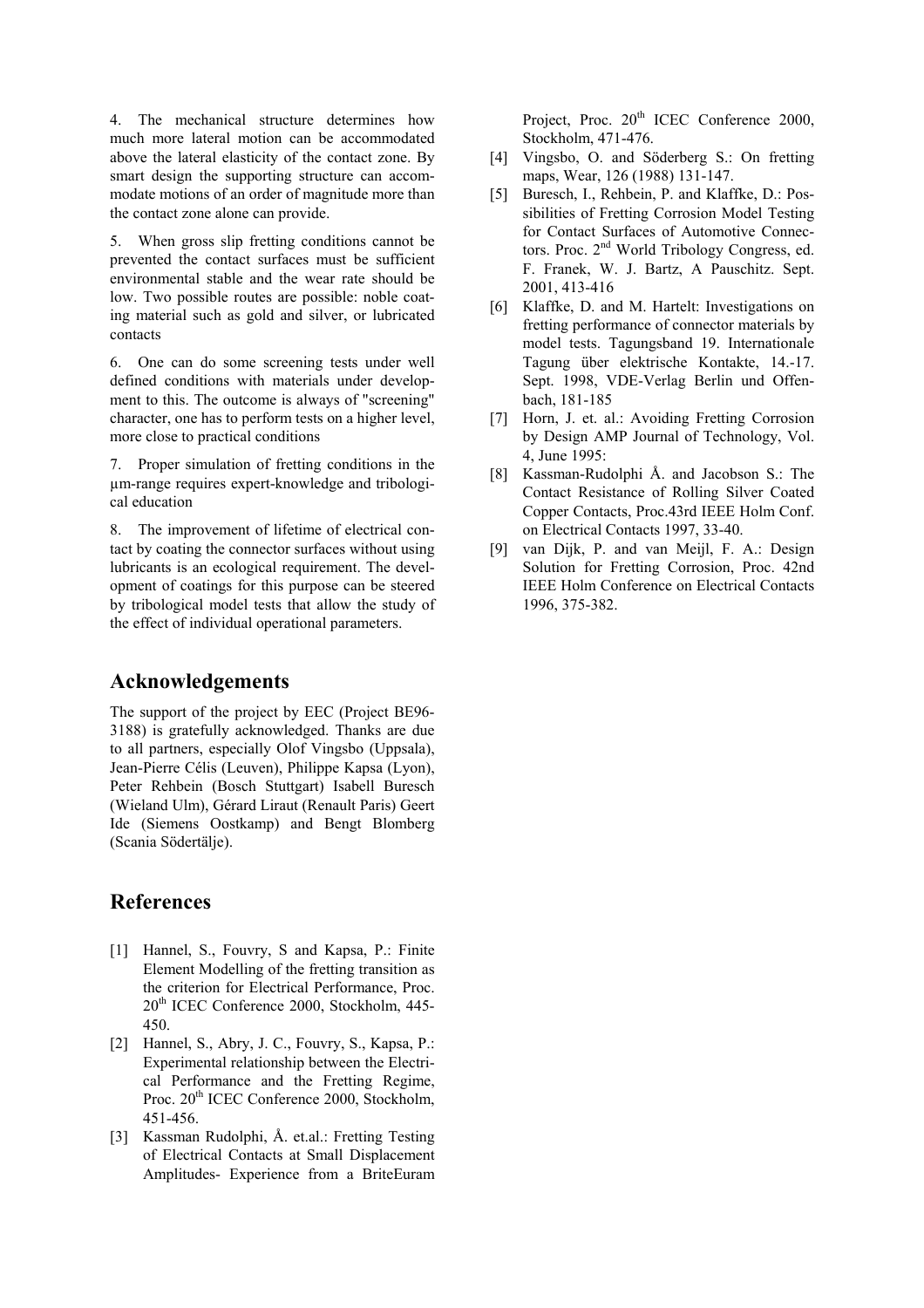4. The mechanical structure determines how much more lateral motion can be accommodated above the lateral elasticity of the contact zone. By smart design the supporting structure can accommodate motions of an order of magnitude more than the contact zone alone can provide.

5. When gross slip fretting conditions cannot be prevented the contact surfaces must be sufficient environmental stable and the wear rate should be low. Two possible routes are possible: noble coating material such as gold and silver, or lubricated contacts

6. One can do some screening tests under well defined conditions with materials under development to this. The outcome is always of "screening" character, one has to perform tests on a higher level, more close to practical conditions

7. Proper simulation of fretting conditions in the µm-range requires expert-knowledge and tribological education

8. The improvement of lifetime of electrical contact by coating the connector surfaces without using lubricants is an ecological requirement. The development of coatings for this purpose can be steered by tribological model tests that allow the study of the effect of individual operational parameters.

## Acknowledgements

The support of the project by EEC (Project BE96-3188) is gratefully acknowledged. Thanks are due to all partners, especially Olof Vingsbo (Uppsala), Jean-Pierre Célis (Leuven), Philippe Kapsa (Lyon), Peter Rehbein (Bosch Stuttgart) Isabell Buresch (Wieland Ulm), Gérard Liraut (Renault Paris) Geert Ide (Siemens Oostkamp) and Bengt Blomberg (Scania Södertälje).

## References

[1] Hannel, S., Fouvry, S and Kapsa, P.: Finite Element Modelling of the fretting transition as the criterion for Electrical Performance, Proc. 20th ICEC Conference 2000, Stockholm, 445-450.

[2] Hannel, S., Abry, J. C., Fouvry, S., Kapsa, P.: Experimental relationship between the Electrical Performance and the Fretting Regime, Proc. 20th ICEC Conference 2000, Stockholm, 451-456.

[3] Kassman Rudolphi, Å. et.al.: Fretting Testing of Electrical Contacts at Small Displacement Amplitudes- Experience from a BriteEuram Project, Proc. 20th ICEC Conference 2000, Stockholm, 471-476.

[4] Vingsbo, O. and Söderberg S.: On fretting maps, Wear, 126 (1988) 131-147.

[5] Buresch, I., Rehbein, P. and Klaffke, D.: Possibilities of Fretting Corrosion Model Testing for Contact Surfaces of Automotive Connectors. Proc. 2nd World Tribology Congress, ed. F. Franek, W. J. Bartz, A Pauschitz. Sept. 2001, 413-416

[6] Klaffke, D. and M. Hartelt: Investigations on fretting performance of connector materials by model tests. Tagungsband 19. Internationale Tagung über elektrische Kontakte, 14.-17. Sept. 1998, VDE-Verlag Berlin und Offenbach, 181-185

[7] Horn, J. et. al.: Avoiding Fretting Corrosion by Design AMP Journal of Technology, Vol. 4, June 1995:

[8] Kassman-Rudolphi Å. and Jacobson S.: The Contact Resistance of Rolling Silver Coated Copper Contacts, Proc.43rd IEEE Holm Conf. on Electrical Contacts 1997, 33-40.

[9] van Dijk, P. and van Meijl, F. A.: Design Solution for Fretting Corrosion, Proc. 42nd IEEE Holm Conference on Electrical Contacts 1996, 375-382.